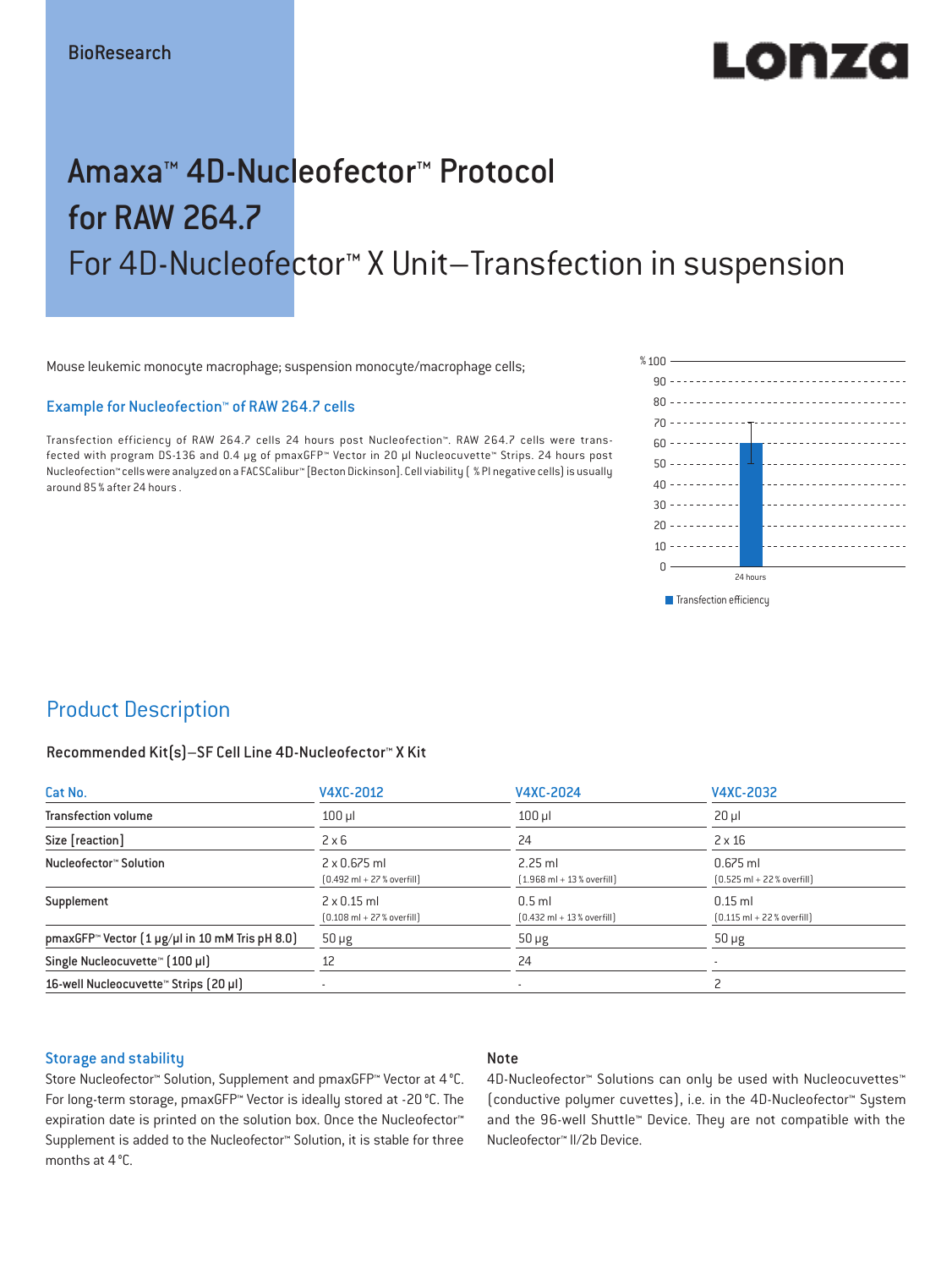BioResearch

Lonza

# Amaxa™ 4D-Nucleofector™ Protocol for RAW 264.7

## For 4D-Nucleofector™ X Unit–Transfection in suspension

Mouse leukemic monocyte macrophage; suspension monocyte/macrophage cells;

### Example for Nucleofection™ of RAW 264.7 cells

Transfection efficiency of RAW 264.7 cells 24 hours post Nucleofection™. RAW 264.7 cells were transfected with program DS-136 and 0.4 µg of pmaxGFP™ Vector in 20 µl Nucleocuvette™ Strips. 24 hours post Nucleofection™ cells were analyzed on a FACSCalibur™ [Becton Dickinson]. Cell viability ( % PI negative cells) is usually around 85 % after 24 hours .

% 100
90
80
70
60
50
40
30
20
10
0

24 hours

Transfection efficiency

## Product Description

### Recommended Kit(s)–SF Cell Line 4D-Nucleofector™ X Kit

| Cat No. | V4XC-2012 | V4XC-2024 | V4XC-2032 |
|---|---|---|---|
| Transfection volume | 100 µl | 100 µl | 20 µl |
| Size [reaction] | 2 x 6 | 24 | 2 x 16 |
| Nucleofector™ Solution | 2 x 0.675 ml (0.492 ml + 27 % overfill) | 2.25 ml (1.968 ml + 13 % overfill) | 0.675 ml (0.525 ml + 22 % overfill) |
| Supplement | 2 x 0.15 ml (0.108 ml + 27 % overfill) | 0.5 ml (0.432 ml + 13 % overfill) | 0.15 ml (0.115 ml + 22 % overfill) |
| pmaxGFP™ Vector (1 µg/µl in 10 mM Tris pH 8.0) | 50 µg | 50 µg | 50 µg |
| Single Nucleocuvette™ (100 µl) | 12 | 24 | - |
| 16-well Nucleocuvette™ Strips (20 µl) | - | - | 2 |

### Storage and stability

Store Nucleofector™ Solution, Supplement and pmaxGFP™ Vector at 4 °C. For long-term storage, pmaxGFP™ Vector is ideally stored at -20 °C. The expiration date is printed on the solution box. Once the Nucleofector™ Supplement is added to the Nucleofector™ Solution, it is stable for three months at 4 °C.

### Note

4D-Nucleofector™ Solutions can only be used with Nucleocuvettes™ (conductive polymer cuvettes), i.e. in the 4D-Nucleofector™ System and the 96-well Shuttle™ Device. They are not compatible with the Nucleofector™ II/2b Device.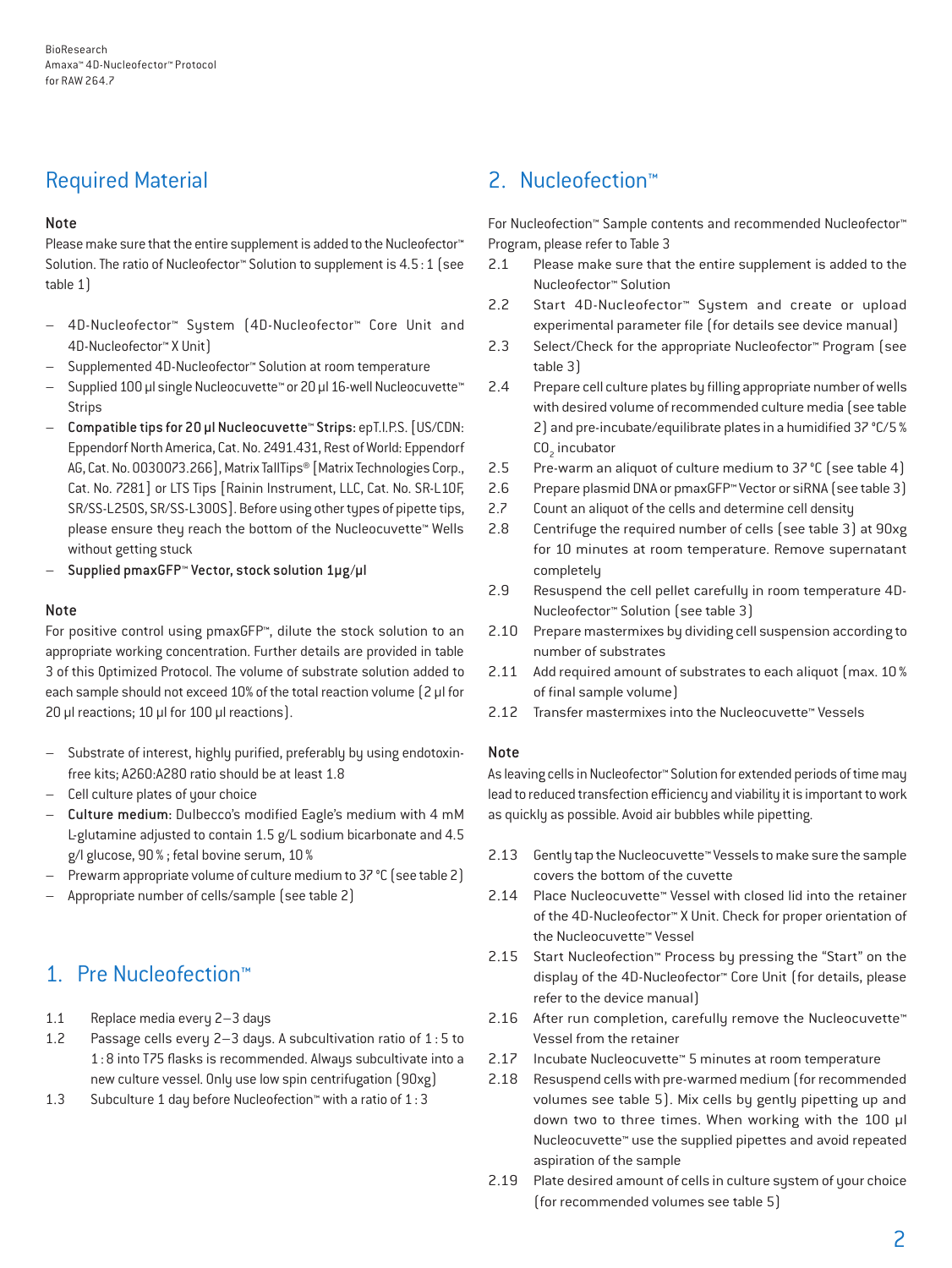## Required Material

### Note

Please make sure that the entire supplement is added to the Nucleofector™ Solution. The ratio of Nucleofector™ Solution to supplement is 4.5 : 1 (see table 1)

- 4D-Nucleofector™ System (4D-Nucleofector™ Core Unit and 4D-Nucleofector™ X Unit)
- Supplemented 4D-Nucleofector™ Solution at room temperature
- Supplied 100 µl single Nucleocuvette™ or 20 µl 16-well Nucleocuvette™ Strips
- **Compatible tips for 20 µl Nucleocuvette™ Strips:** epT.I.P.S. [US/CDN: Eppendorf North America, Cat. No. 2491.431, Rest of World: Eppendorf AG, Cat. No. 0030073.266], Matrix TallTips® [Matrix Technologies Corp., Cat. No. 7281] or LTS Tips [Rainin Instrument, LLC, Cat. No. SR-L10F, SR/SS-L250S, SR/SS-L300S]. Before using other types of pipette tips, please ensure they reach the bottom of the Nucleocuvette™ Wells without getting stuck
- **Supplied pmaxGFP™ Vector, stock solution 1µg/µl**

### Note

For positive control using pmaxGFP™, dilute the stock solution to an appropriate working concentration. Further details are provided in table 3 of this Optimized Protocol. The volume of substrate solution added to each sample should not exceed 10% of the total reaction volume (2 µl for 20 µl reactions; 10 µl for 100 µl reactions).

- Substrate of interest, highly purified, preferably by using endotoxin-free kits; A260:A280 ratio should be at least 1.8
- Cell culture plates of your choice
- **Culture medium:** Dulbecco's modified Eagle's medium with 4 mM L-glutamine adjusted to contain 1.5 g/L sodium bicarbonate and 4.5 g/l glucose, 90 %; fetal bovine serum, 10 %
- Prewarm appropriate volume of culture medium to 37 °C (see table 2)
- Appropriate number of cells/sample (see table 2)

## 1. Pre Nucleofection™

1.1 Replace media every 2–3 days

1.2 Passage cells every 2–3 days. A subcultivation ratio of 1 : 5 to 1 : 8 into T75 flasks is recommended. Always subcultivate into a new culture vessel. Only use low spin centrifugation (90xg)

1.3 Subculture 1 day before Nucleofection™ with a ratio of 1 : 3

## 2. Nucleofection™

For Nucleofection™ Sample contents and recommended Nucleofector™ Program, please refer to Table 3

2.1 Please make sure that the entire supplement is added to the Nucleofector™ Solution

2.2 Start 4D-Nucleofector™ System and create or upload experimental parameter file (for details see device manual)

2.3 Select/Check for the appropriate Nucleofector™ Program (see table 3)

2.4 Prepare cell culture plates by filling appropriate number of wells with desired volume of recommended culture media (see table 2) and pre-incubate/equilibrate plates in a humidified 37 °C/5 % $CO_2$ incubator

2.5 Pre-warm an aliquot of culture medium to 37 °C (see table 4)

2.6 Prepare plasmid DNA or pmaxGFP™ Vector or siRNA (see table 3)

2.7 Count an aliquot of the cells and determine cell density

2.8 Centrifuge the required number of cells (see table 3) at 90xg for 10 minutes at room temperature. Remove supernatant completely

2.9 Resuspend the cell pellet carefully in room temperature 4D-Nucleofector™ Solution (see table 3)

2.10 Prepare mastermixes by dividing cell suspension according to number of substrates

2.11 Add required amount of substrates to each aliquot (max. 10 % of final sample volume)

2.12 Transfer mastermixes into the Nucleocuvette™ Vessels

### Note

As leaving cells in Nucleofector™ Solution for extended periods of time may lead to reduced transfection efficiency and viability it is important to work as quickly as possible. Avoid air bubbles while pipetting.

2.13 Gently tap the Nucleocuvette™ Vessels to make sure the sample covers the bottom of the cuvette

2.14 Place Nucleocuvette™ Vessel with closed lid into the retainer of the 4D-Nucleofector™ X Unit. Check for proper orientation of the Nucleocuvette™ Vessel

2.15 Start Nucleofection™ Process by pressing the "Start" on the display of the 4D-Nucleofector™ Core Unit (for details, please refer to the device manual)

2.16 After run completion, carefully remove the Nucleocuvette™ Vessel from the retainer

2.17 Incubate Nucleocuvette™ 5 minutes at room temperature

2.18 Resuspend cells with pre-warmed medium (for recommended volumes see table 5). Mix cells by gently pipetting up and down two to three times. When working with the 100 µl Nucleocuvette™ use the supplied pipettes and avoid repeated aspiration of the sample

2.19 Plate desired amount of cells in culture system of your choice (for recommended volumes see table 5)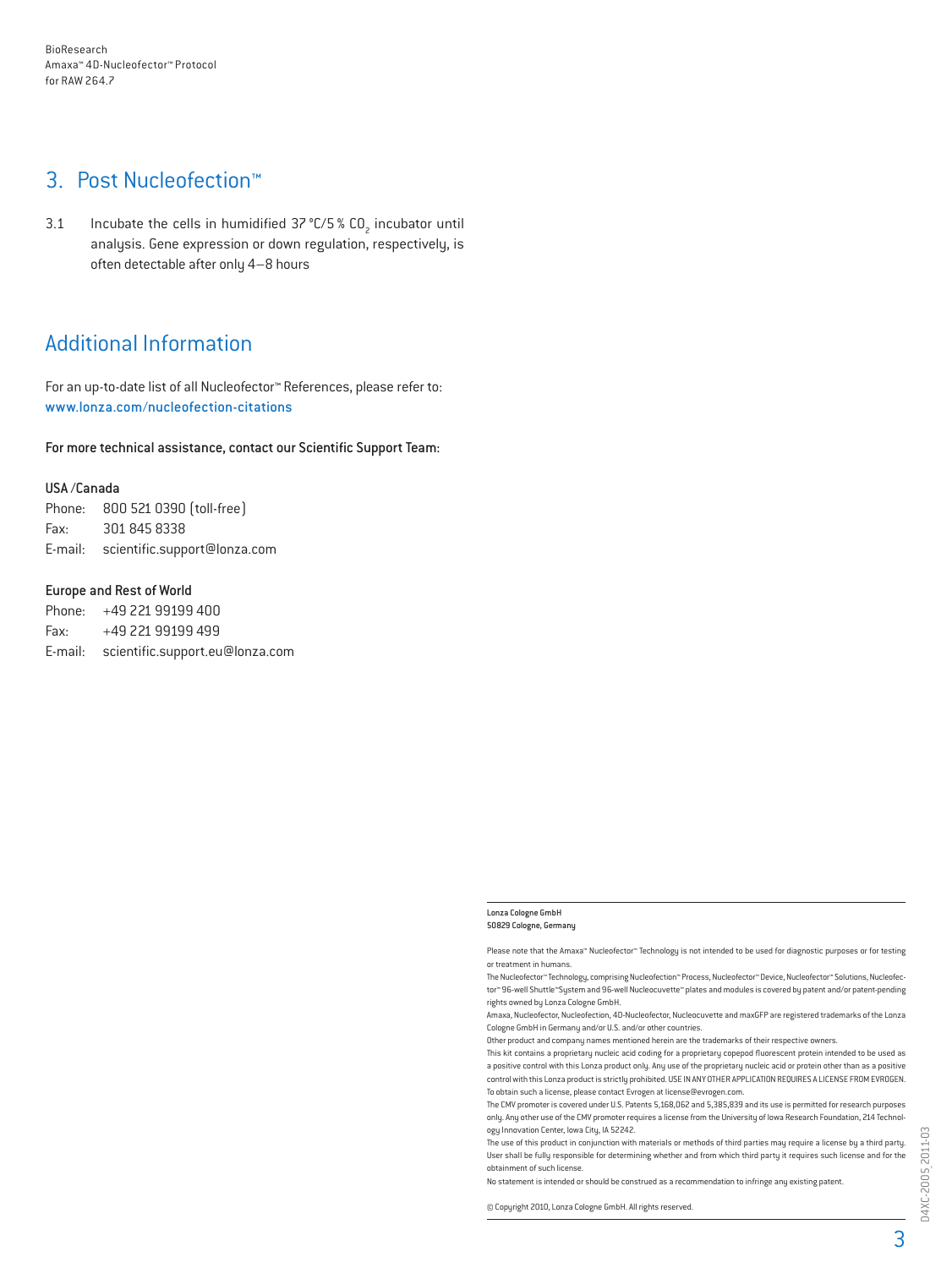## 3. Post Nucleofection™

3.1 Incubate the cells in humidified 37 °C/5 % $CO_2$ incubator until analysis. Gene expression or down regulation, respectively, is often detectable after only 4–8 hours

## Additional Information

For an up-to-date list of all Nucleofector™ References, please refer to:
www.lonza.com/nucleofection-citations

**For more technical assistance, contact our Scientific Support Team:**

**USA /Canada**
Phone: 800 521 0390 (toll-free)
Fax: 301 845 8338
E-mail: scientific.support@lonza.com

**Europe and Rest of World**
Phone: +49 221 99199 400
Fax: +49 221 99199 499
E-mail: scientific.support.eu@lonza.com

Lonza Cologne GmbH
50829 Cologne, Germany

Please note that the Amaxa™ Nucleofector™ Technology is not intended to be used for diagnostic purposes or for testing or treatment in humans.

The Nucleofector™ Technology, comprising Nucleofection™ Process, Nucleofector™ Device, Nucleofector™ Solutions, Nucleofector™ 96-well Shuttle™ System and 96-well Nucleocuvette™ plates and modules is covered by patent and/or patent-pending rights owned by Lonza Cologne GmbH.

Amaxa, Nucleofector, Nucleofection, 4D-Nucleofector, Nucleocuvette and maxGFP are registered trademarks of the Lonza Cologne GmbH in Germany and/or U.S. and/or other countries.

Other product and company names mentioned herein are the trademarks of their respective owners.

This kit contains a proprietary nucleic acid coding for a proprietary copepod fluorescent protein intended to be used as a positive control with this Lonza product only. Any use of the proprietary nucleic acid or protein other than as a positive control with this Lonza product is strictly prohibited. USE IN ANY OTHER APPLICATION REQUIRES A LICENSE FROM EVROGEN. To obtain such a license, please contact Evrogen at license@evrogen.com.

The CMV promoter is covered under U.S. Patents 5,168,062 and 5,385,839 and its use is permitted for research purposes only. Any other use of the CMV promoter requires a license from the University of Iowa Research Foundation, 214 Technology Innovation Center, Iowa City, IA 52242.

The use of this product in conjunction with materials or methods of third parties may require a license by a third party. User shall be fully responsible for determining whether and from which third party it requires such license and for the obtainment of such license.

No statement is intended or should be construed as a recommendation to infringe any existing patent.

© Copyright 2010, Lonza Cologne GmbH. All rights reserved.

D4XC-2005_2011-03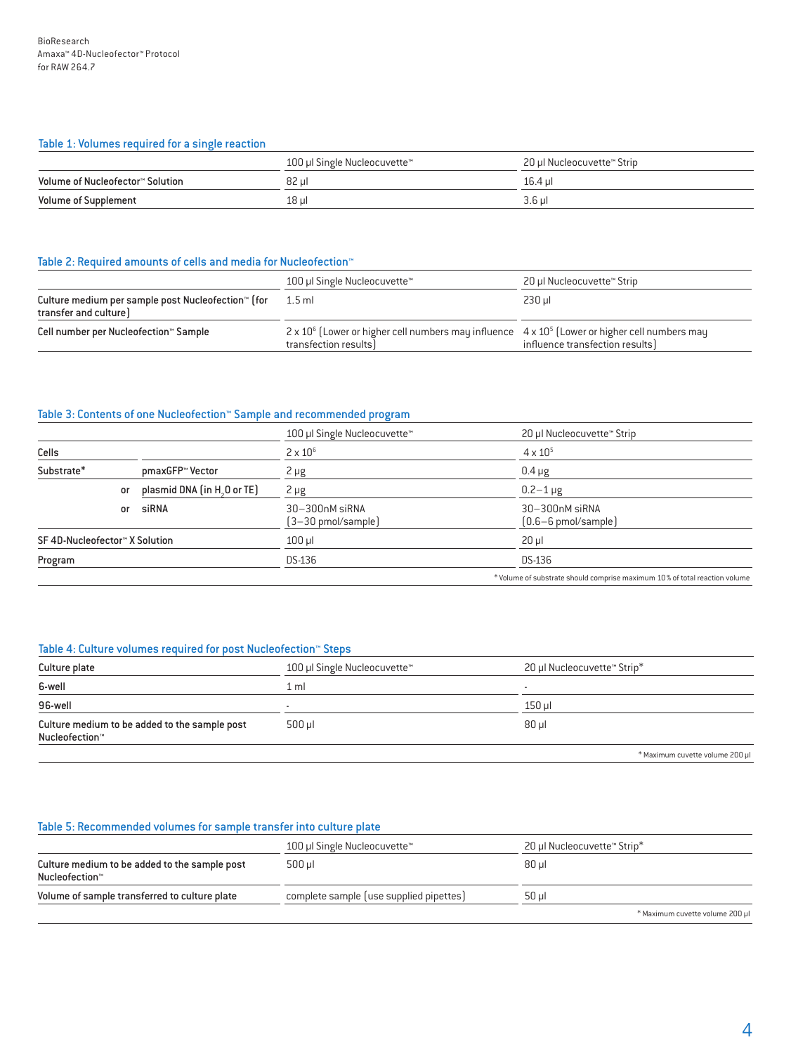### Table 1: Volumes required for a single reaction

| | 100 µl Single Nucleocuvette™ | 20 µl Nucleocuvette™ Strip |
|---|---|---|
| Volume of Nucleofector™ Solution | 82 µl | 16.4 µl |
| Volume of Supplement | 18 µl | 3.6 µl |

### Table 2: Required amounts of cells and media for Nucleofection™

| | 100 µl Single Nucleocuvette™ | 20 µl Nucleocuvette™ Strip |
|---|---|---|
| Culture medium per sample post Nucleofection™ (for transfer and culture) | 1.5 ml | 230 µl |
| Cell number per Nucleofection™ Sample | $2 \times 10^6$ (Lower or higher cell numbers may influence transfection results) | $4 \times 10^5$ (Lower or higher cell numbers may influence transfection results) |

### Table 3: Contents of one Nucleofection™ Sample and recommended program

| | | 100 µl Single Nucleocuvette™ | 20 µl Nucleocuvette™ Strip |
|---|---|---|---|
| Cells | | $2 \times 10^6$ | $4 \times 10^5$ |
| Substrate* | pmaxGFP™ Vector | 2 µg | 0.4 µg |
| or | plasmid DNA (in $H_2O$ or TE) | 2 µg | 0.2–1 µg |
| or | siRNA | 30–300nM siRNA (3–30 pmol/sample) | 30–300nM siRNA (0.6–6 pmol/sample) |
| SF 4D-Nucleofector™ X Solution | | 100 µl | 20 µl |
| Program | | DS-136 | DS-136 |

* Volume of substrate should comprise maximum 10 % of total reaction volume

### Table 4: Culture volumes required for post Nucleofection™ Steps

| Culture plate | 100 µl Single Nucleocuvette™ | 20 µl Nucleocuvette™ Strip* |
|---|---|---|
| 6-well | 1 ml | - |
| 96-well | - | 150 µl |
| Culture medium to be added to the sample post Nucleofection™ | 500 µl | 80 µl |

* Maximum cuvette volume 200 µl

### Table 5: Recommended volumes for sample transfer into culture plate

| | 100 µl Single Nucleocuvette™ | 20 µl Nucleocuvette™ Strip* |
|---|---|---|
| Culture medium to be added to the sample post Nucleofection™ | 500 µl | 80 µl |
| Volume of sample transferred to culture plate | complete sample (use supplied pipettes) | 50 µl |

* Maximum cuvette volume 200 µl